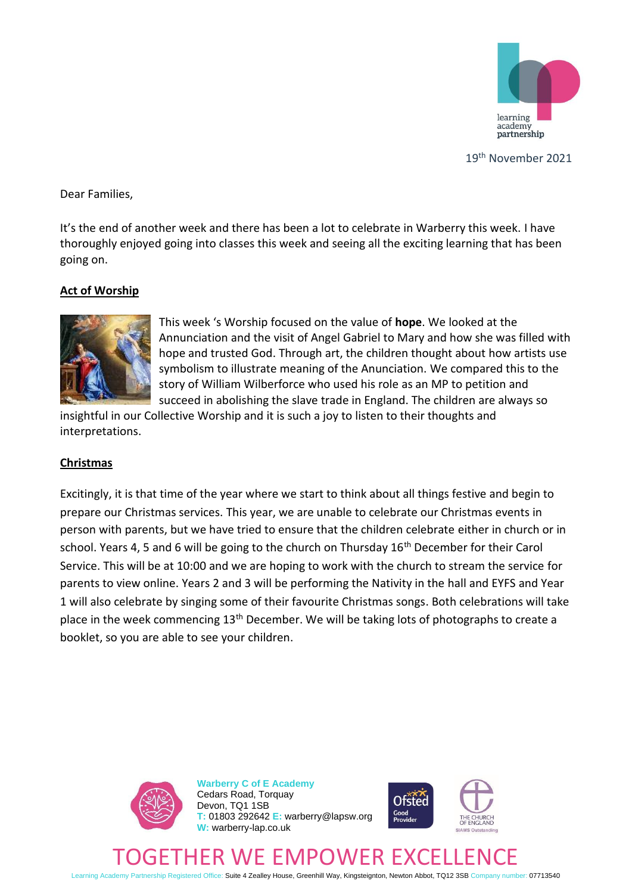19th November 2021

Dear Families,

It's the end of another week and there has been a lot to celebrate in Warberry this week. I have thoroughly enjoyed going into classes this week and seeing all the exciting learning that has been going on.

## Act of Worship

This week 's Worship focused on the value of **hope**. We looked at the Annunciation and the visit of Angel Gabriel to Mary and how she was filled with hope and trusted God. Through art, the children thought about how artists use symbolism to illustrate meaning of the Annunciation. We compared this to the story of William Wilberforce who used his role as an MP to petition and succeed in abolishing the slave trade in England. The children are always so insightful in our Collective Worship and it is such a joy to listen to their thoughts and interpretations.

## Christmas

Excitingly, it is that time of the year where we start to think about all things festive and begin to prepare our Christmas services. This year, we are unable to celebrate our Christmas events in person with parents, but we have tried to ensure that the children celebrate either in church or in school. Years 4, 5 and 6 will be going to the church on Thursday 16th December for their Carol Service. This will be at 10:00 and we are hoping to work with the church to stream the service for parents to view online. Years 2 and 3 will be performing the Nativity in the hall and EYFS and Year 1 will also celebrate by singing some of their favourite Christmas songs. Both celebrations will take place in the week commencing 13th December. We will be taking lots of photographs to create a booklet, so you are able to see your children.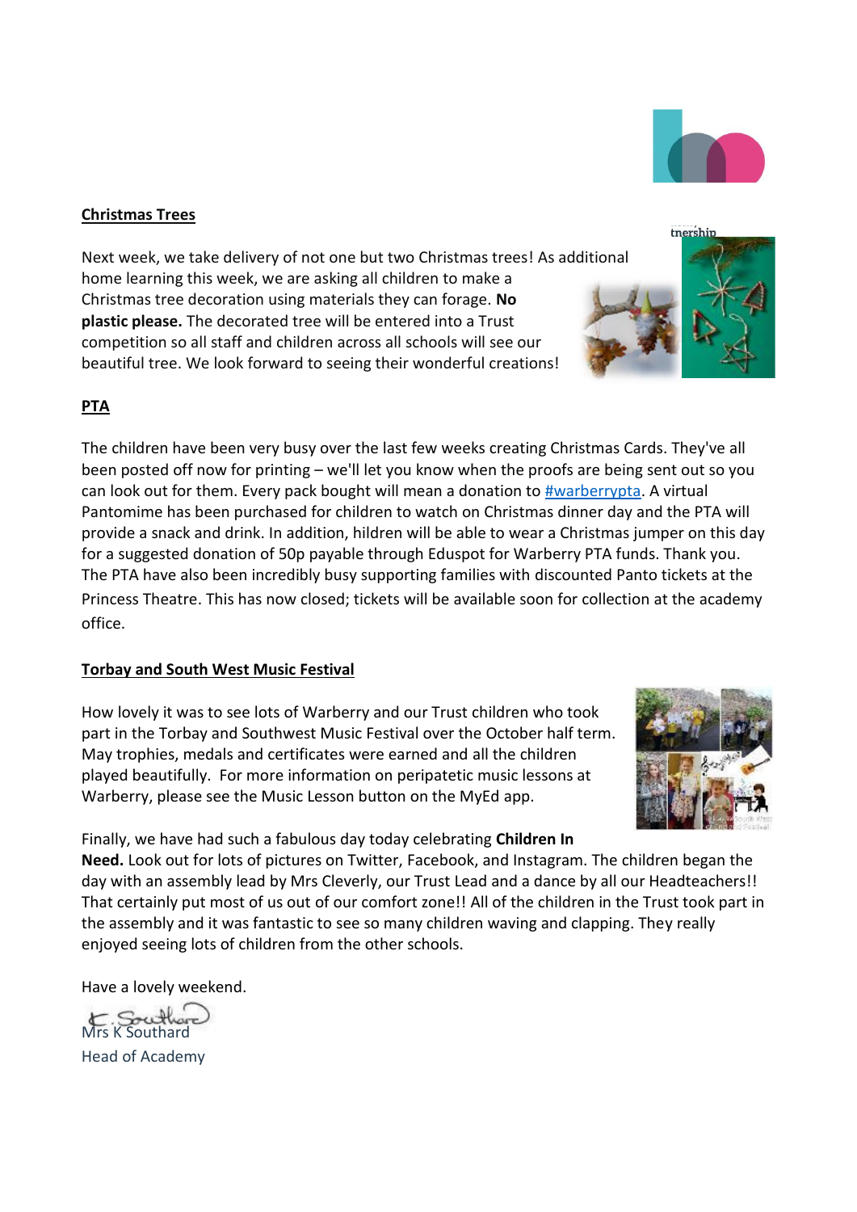**Christmas Trees**

Next week, we take delivery of not one but two Christmas trees! As additional home learning this week, we are asking all children to make a Christmas tree decoration using materials they can forage. **No plastic please.** The decorated tree will be entered into a Trust competition so all staff and children across all schools will see our beautiful tree. We look forward to seeing their wonderful creations!

**PTA**

The children have been very busy over the last few weeks creating Christmas Cards. They've all been posted off now for printing – we'll let you know when the proofs are being sent out so you can look out for them. Every pack bought will mean a donation to #warberrypta. A virtual Pantomime has been purchased for children to watch on Christmas dinner day and the PTA will provide a snack and drink. In addition, hildren will be able to wear a Christmas jumper on this day for a suggested donation of 50p payable through Eduspot for Warberry PTA funds. Thank you. The PTA have also been incredibly busy supporting families with discounted Panto tickets at the Princess Theatre. This has now closed; tickets will be available soon for collection at the academy office.

**Torbay and South West Music Festival**

How lovely it was to see lots of Warberry and our Trust children who took part in the Torbay and Southwest Music Festival over the October half term. May trophies, medals and certificates were earned and all the children played beautifully. For more information on peripatetic music lessons at Warberry, please see the Music Lesson button on the MyEd app.

Finally, we have had such a fabulous day today celebrating **Children In Need.** Look out for lots of pictures on Twitter, Facebook, and Instagram. The children began the day with an assembly lead by Mrs Cleverly, our Trust Lead and a dance by all our Headteachers!! That certainly put most of us out of our comfort zone!! All of the children in the Trust took part in the assembly and it was fantastic to see so many children waving and clapping. They really enjoyed seeing lots of children from the other schools.

Have a lovely weekend.

Mrs K Southard
Head of Academy